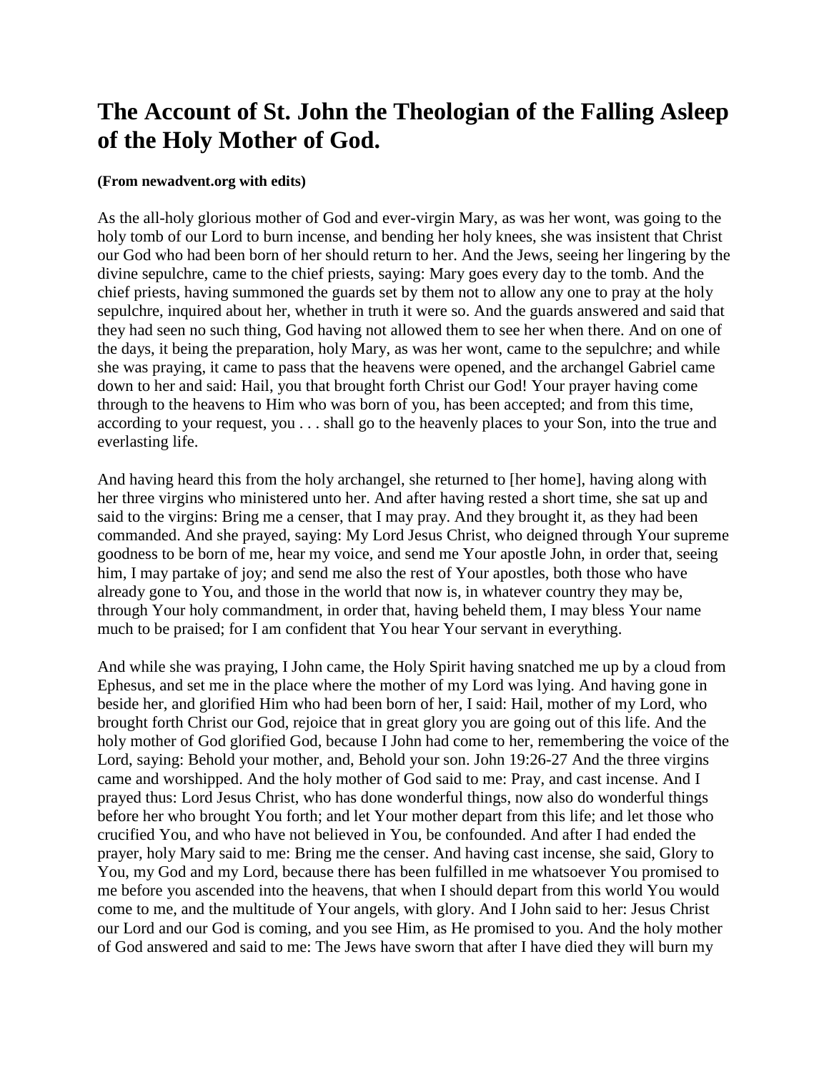# The Account of St. John the Theologian of the Falling Asleep of the Holy Mother of God.

**(From newadvent.org with edits)**

As the all-holy glorious mother of God and ever-virgin Mary, as was her wont, was going to the holy tomb of our Lord to burn incense, and bending her holy knees, she was insistent that Christ our God who had been born of her should return to her. And the Jews, seeing her lingering by the divine sepulchre, came to the chief priests, saying: Mary goes every day to the tomb. And the chief priests, having summoned the guards set by them not to allow any one to pray at the holy sepulchre, inquired about her, whether in truth it were so. And the guards answered and said that they had seen no such thing, God having not allowed them to see her when there. And on one of the days, it being the preparation, holy Mary, as was her wont, came to the sepulchre; and while she was praying, it came to pass that the heavens were opened, and the archangel Gabriel came down to her and said: Hail, you that brought forth Christ our God! Your prayer having come through to the heavens to Him who was born of you, has been accepted; and from this time, according to your request, you . . . shall go to the heavenly places to your Son, into the true and everlasting life.

And having heard this from the holy archangel, she returned to [her home], having along with her three virgins who ministered unto her. And after having rested a short time, she sat up and said to the virgins: Bring me a censer, that I may pray. And they brought it, as they had been commanded. And she prayed, saying: My Lord Jesus Christ, who deigned through Your supreme goodness to be born of me, hear my voice, and send me Your apostle John, in order that, seeing him, I may partake of joy; and send me also the rest of Your apostles, both those who have already gone to You, and those in the world that now is, in whatever country they may be, through Your holy commandment, in order that, having beheld them, I may bless Your name much to be praised; for I am confident that You hear Your servant in everything.

And while she was praying, I John came, the Holy Spirit having snatched me up by a cloud from Ephesus, and set me in the place where the mother of my Lord was lying. And having gone in beside her, and glorified Him who had been born of her, I said: Hail, mother of my Lord, who brought forth Christ our God, rejoice that in great glory you are going out of this life. And the holy mother of God glorified God, because I John had come to her, remembering the voice of the Lord, saying: Behold your mother, and, Behold your son. John 19:26-27 And the three virgins came and worshipped. And the holy mother of God said to me: Pray, and cast incense. And I prayed thus: Lord Jesus Christ, who has done wonderful things, now also do wonderful things before her who brought You forth; and let Your mother depart from this life; and let those who crucified You, and who have not believed in You, be confounded. And after I had ended the prayer, holy Mary said to me: Bring me the censer. And having cast incense, she said, Glory to You, my God and my Lord, because there has been fulfilled in me whatsoever You promised to me before you ascended into the heavens, that when I should depart from this world You would come to me, and the multitude of Your angels, with glory. And I John said to her: Jesus Christ our Lord and our God is coming, and you see Him, as He promised to you. And the holy mother of God answered and said to me: The Jews have sworn that after I have died they will burn my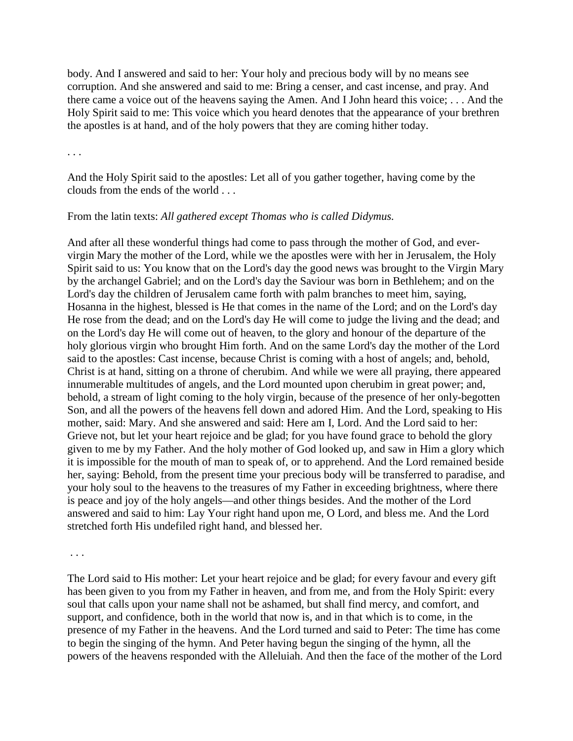body. And I answered and said to her: Your holy and precious body will by no means see corruption. And she answered and said to me: Bring a censer, and cast incense, and pray. And there came a voice out of the heavens saying the Amen. And I John heard this voice; . . . And the Holy Spirit said to me: This voice which you heard denotes that the appearance of your brethren the apostles is at hand, and of the holy powers that they are coming hither today.

. . .

And the Holy Spirit said to the apostles: Let all of you gather together, having come by the clouds from the ends of the world . . .

From the latin texts: *All gathered except Thomas who is called Didymus.*

And after all these wonderful things had come to pass through the mother of God, and ever-virgin Mary the mother of the Lord, while we the apostles were with her in Jerusalem, the Holy Spirit said to us: You know that on the Lord's day the good news was brought to the Virgin Mary by the archangel Gabriel; and on the Lord's day the Saviour was born in Bethlehem; and on the Lord's day the children of Jerusalem came forth with palm branches to meet him, saying, Hosanna in the highest, blessed is He that comes in the name of the Lord; and on the Lord's day He rose from the dead; and on the Lord's day He will come to judge the living and the dead; and on the Lord's day He will come out of heaven, to the glory and honour of the departure of the holy glorious virgin who brought Him forth. And on the same Lord's day the mother of the Lord said to the apostles: Cast incense, because Christ is coming with a host of angels; and, behold, Christ is at hand, sitting on a throne of cherubim. And while we were all praying, there appeared innumerable multitudes of angels, and the Lord mounted upon cherubim in great power; and, behold, a stream of light coming to the holy virgin, because of the presence of her only-begotten Son, and all the powers of the heavens fell down and adored Him. And the Lord, speaking to His mother, said: Mary. And she answered and said: Here am I, Lord. And the Lord said to her: Grieve not, but let your heart rejoice and be glad; for you have found grace to behold the glory given to me by my Father. And the holy mother of God looked up, and saw in Him a glory which it is impossible for the mouth of man to speak of, or to apprehend. And the Lord remained beside her, saying: Behold, from the present time your precious body will be transferred to paradise, and your holy soul to the heavens to the treasures of my Father in exceeding brightness, where there is peace and joy of the holy angels—and other things besides. And the mother of the Lord answered and said to him: Lay Your right hand upon me, O Lord, and bless me. And the Lord stretched forth His undefiled right hand, and blessed her.

. . .

The Lord said to His mother: Let your heart rejoice and be glad; for every favour and every gift has been given to you from my Father in heaven, and from me, and from the Holy Spirit: every soul that calls upon your name shall not be ashamed, but shall find mercy, and comfort, and support, and confidence, both in the world that now is, and in that which is to come, in the presence of my Father in the heavens. And the Lord turned and said to Peter: The time has come to begin the singing of the hymn. And Peter having begun the singing of the hymn, all the powers of the heavens responded with the Alleluiah. And then the face of the mother of the Lord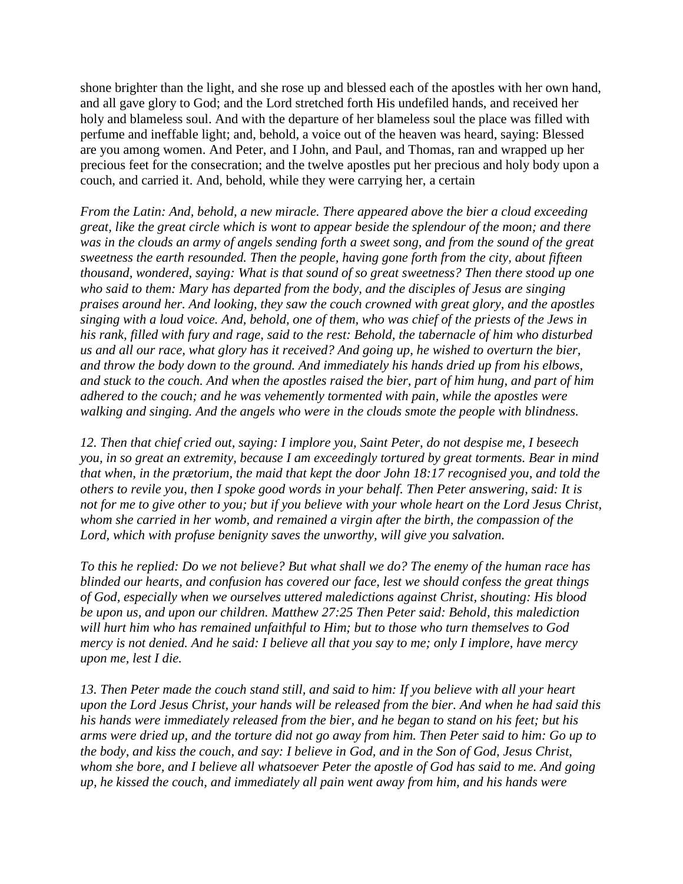shone brighter than the light, and she rose up and blessed each of the apostles with her own hand, and all gave glory to God; and the Lord stretched forth His undefiled hands, and received her holy and blameless soul. And with the departure of her blameless soul the place was filled with perfume and ineffable light; and, behold, a voice out of the heaven was heard, saying: Blessed are you among women. And Peter, and I John, and Paul, and Thomas, ran and wrapped up her precious feet for the consecration; and the twelve apostles put her precious and holy body upon a couch, and carried it. And, behold, while they were carrying her, a certain

*From the Latin: And, behold, a new miracle. There appeared above the bier a cloud exceeding great, like the great circle which is wont to appear beside the splendour of the moon; and there was in the clouds an army of angels sending forth a sweet song, and from the sound of the great sweetness the earth resounded. Then the people, having gone forth from the city, about fifteen thousand, wondered, saying: What is that sound of so great sweetness? Then there stood up one who said to them: Mary has departed from the body, and the disciples of Jesus are singing praises around her. And looking, they saw the couch crowned with great glory, and the apostles singing with a loud voice. And, behold, one of them, who was chief of the priests of the Jews in his rank, filled with fury and rage, said to the rest: Behold, the tabernacle of him who disturbed us and all our race, what glory has it received? And going up, he wished to overturn the bier, and throw the body down to the ground. And immediately his hands dried up from his elbows, and stuck to the couch. And when the apostles raised the bier, part of him hung, and part of him adhered to the couch; and he was vehemently tormented with pain, while the apostles were walking and singing. And the angels who were in the clouds smote the people with blindness.*

*12. Then that chief cried out, saying: I implore you, Saint Peter, do not despise me, I beseech you, in so great an extremity, because I am exceedingly tortured by great torments. Bear in mind that when, in the prætorium, the maid that kept the door John 18:17 recognised you, and told the others to revile you, then I spoke good words in your behalf. Then Peter answering, said: It is not for me to give other to you; but if you believe with your whole heart on the Lord Jesus Christ, whom she carried in her womb, and remained a virgin after the birth, the compassion of the Lord, which with profuse benignity saves the unworthy, will give you salvation.*

*To this he replied: Do we not believe? But what shall we do? The enemy of the human race has blinded our hearts, and confusion has covered our face, lest we should confess the great things of God, especially when we ourselves uttered maledictions against Christ, shouting: His blood be upon us, and upon our children. Matthew 27:25 Then Peter said: Behold, this malediction will hurt him who has remained unfaithful to Him; but to those who turn themselves to God mercy is not denied. And he said: I believe all that you say to me; only I implore, have mercy upon me, lest I die.*

*13. Then Peter made the couch stand still, and said to him: If you believe with all your heart upon the Lord Jesus Christ, your hands will be released from the bier. And when he had said this his hands were immediately released from the bier, and he began to stand on his feet; but his arms were dried up, and the torture did not go away from him. Then Peter said to him: Go up to the body, and kiss the couch, and say: I believe in God, and in the Son of God, Jesus Christ, whom she bore, and I believe all whatsoever Peter the apostle of God has said to me. And going up, he kissed the couch, and immediately all pain went away from him, and his hands were*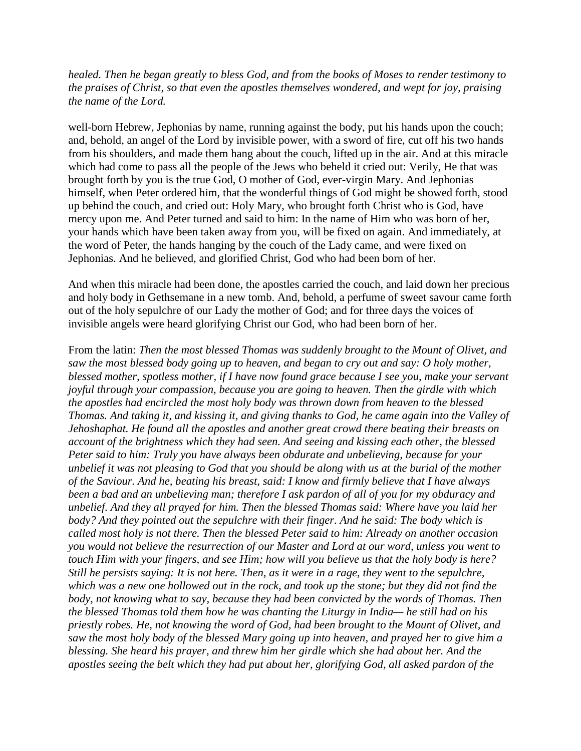*healed. Then he began greatly to bless God, and from the books of Moses to render testimony to the praises of Christ, so that even the apostles themselves wondered, and wept for joy, praising the name of the Lord.*

well-born Hebrew, Jephonias by name, running against the body, put his hands upon the couch; and, behold, an angel of the Lord by invisible power, with a sword of fire, cut off his two hands from his shoulders, and made them hang about the couch, lifted up in the air. And at this miracle which had come to pass all the people of the Jews who beheld it cried out: Verily, He that was brought forth by you is the true God, O mother of God, ever-virgin Mary. And Jephonias himself, when Peter ordered him, that the wonderful things of God might be showed forth, stood up behind the couch, and cried out: Holy Mary, who brought forth Christ who is God, have mercy upon me. And Peter turned and said to him: In the name of Him who was born of her, your hands which have been taken away from you, will be fixed on again. And immediately, at the word of Peter, the hands hanging by the couch of the Lady came, and were fixed on Jephonias. And he believed, and glorified Christ, God who had been born of her.

And when this miracle had been done, the apostles carried the couch, and laid down her precious and holy body in Gethsemane in a new tomb. And, behold, a perfume of sweet savour came forth out of the holy sepulchre of our Lady the mother of God; and for three days the voices of invisible angels were heard glorifying Christ our God, who had been born of her.

From the latin: *Then the most blessed Thomas was suddenly brought to the Mount of Olivet, and saw the most blessed body going up to heaven, and began to cry out and say: O holy mother, blessed mother, spotless mother, if I have now found grace because I see you, make your servant joyful through your compassion, because you are going to heaven. Then the girdle with which the apostles had encircled the most holy body was thrown down from heaven to the blessed Thomas. And taking it, and kissing it, and giving thanks to God, he came again into the Valley of Jehoshaphat. He found all the apostles and another great crowd there beating their breasts on account of the brightness which they had seen. And seeing and kissing each other, the blessed Peter said to him: Truly you have always been obdurate and unbelieving, because for your unbelief it was not pleasing to God that you should be along with us at the burial of the mother of the Saviour. And he, beating his breast, said: I know and firmly believe that I have always been a bad and an unbelieving man; therefore I ask pardon of all of you for my obduracy and unbelief. And they all prayed for him. Then the blessed Thomas said: Where have you laid her body? And they pointed out the sepulchre with their finger. And he said: The body which is called most holy is not there. Then the blessed Peter said to him: Already on another occasion you would not believe the resurrection of our Master and Lord at our word, unless you went to touch Him with your fingers, and see Him; how will you believe us that the holy body is here? Still he persists saying: It is not here. Then, as it were in a rage, they went to the sepulchre, which was a new one hollowed out in the rock, and took up the stone; but they did not find the body, not knowing what to say, because they had been convicted by the words of Thomas. Then the blessed Thomas told them how he was chanting the Liturgy in India— he still had on his priestly robes. He, not knowing the word of God, had been brought to the Mount of Olivet, and saw the most holy body of the blessed Mary going up into heaven, and prayed her to give him a blessing. She heard his prayer, and threw him her girdle which she had about her. And the apostles seeing the belt which they had put about her, glorifying God, all asked pardon of the*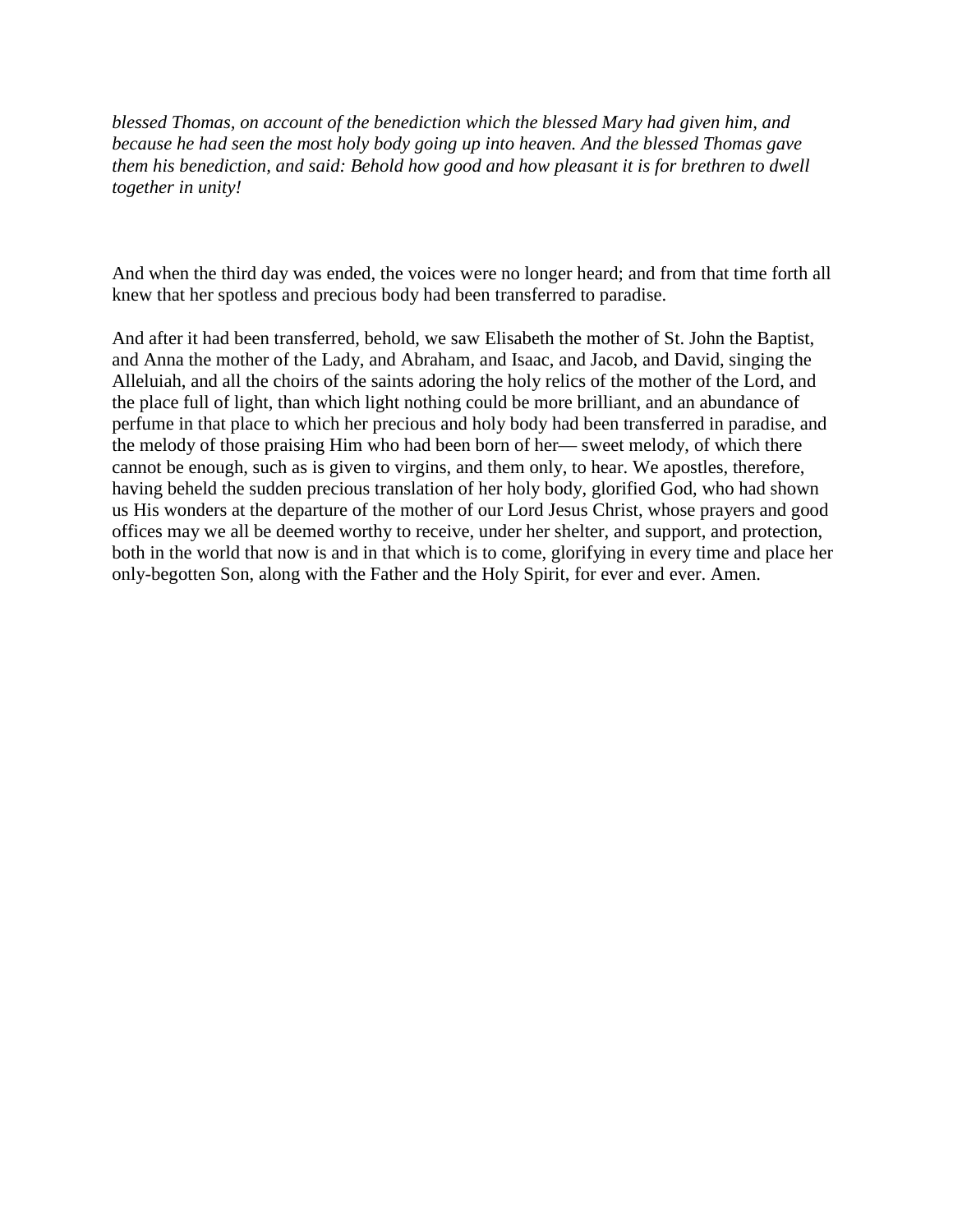*blessed Thomas, on account of the benediction which the blessed Mary had given him, and because he had seen the most holy body going up into heaven. And the blessed Thomas gave them his benediction, and said: Behold how good and how pleasant it is for brethren to dwell together in unity!*

And when the third day was ended, the voices were no longer heard; and from that time forth all knew that her spotless and precious body had been transferred to paradise.

And after it had been transferred, behold, we saw Elisabeth the mother of St. John the Baptist, and Anna the mother of the Lady, and Abraham, and Isaac, and Jacob, and David, singing the Alleluiah, and all the choirs of the saints adoring the holy relics of the mother of the Lord, and the place full of light, than which light nothing could be more brilliant, and an abundance of perfume in that place to which her precious and holy body had been transferred in paradise, and the melody of those praising Him who had been born of her— sweet melody, of which there cannot be enough, such as is given to virgins, and them only, to hear. We apostles, therefore, having beheld the sudden precious translation of her holy body, glorified God, who had shown us His wonders at the departure of the mother of our Lord Jesus Christ, whose prayers and good offices may we all be deemed worthy to receive, under her shelter, and support, and protection, both in the world that now is and in that which is to come, glorifying in every time and place her only-begotten Son, along with the Father and the Holy Spirit, for ever and ever. Amen.